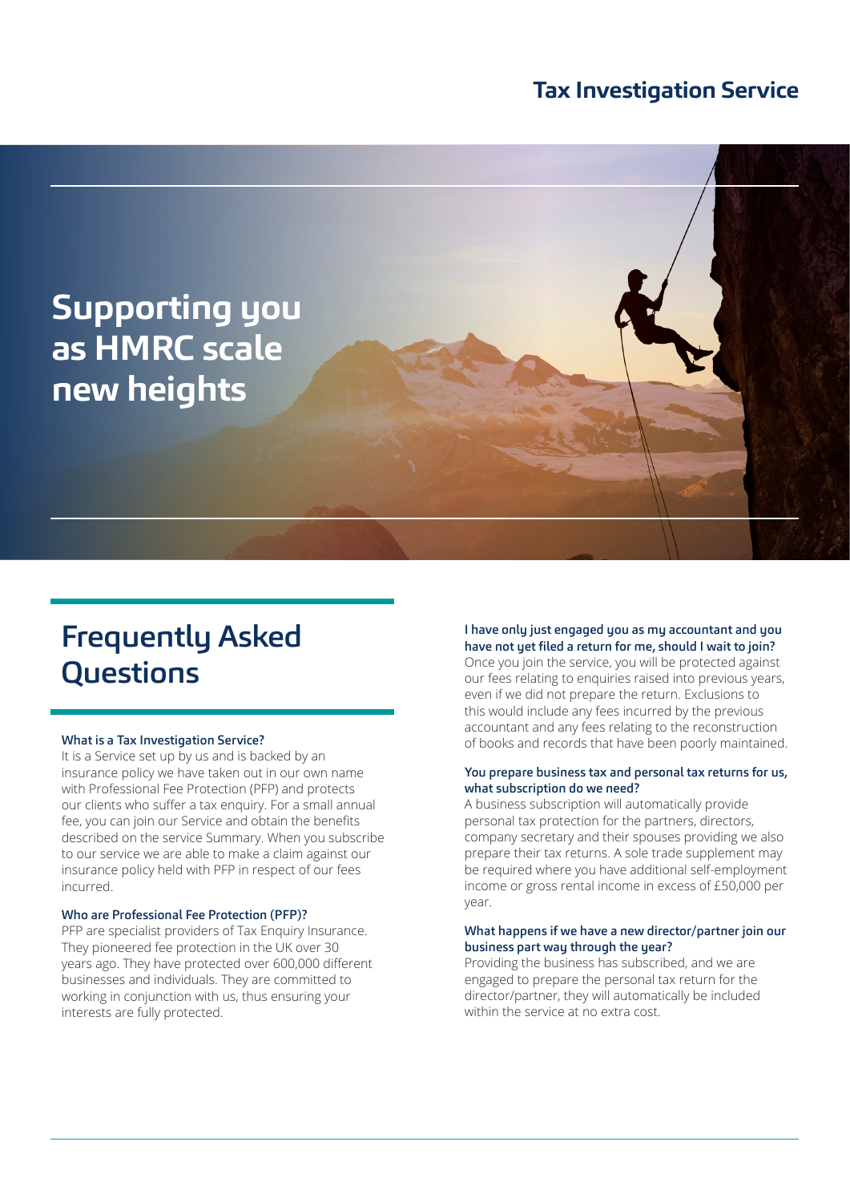# Tax Investigation Service

## Supporting you as HMRC scale new heights

## Frequently Asked Questions

### What is a Tax Investigation Service?

It is a Service set up by us and is backed by an insurance policy we have taken out in our own name with Professional Fee Protection (PFP) and protects our clients who suffer a tax enquiry. For a small annual fee, you can join our Service and obtain the benefits described on the service Summary. When you subscribe to our service we are able to make a claim against our insurance policy held with PFP in respect of our fees incurred.

### Who are Professional Fee Protection (PFP)?

PFP are specialist providers of Tax Enquiry Insurance. They pioneered fee protection in the UK over 30 years ago. They have protected over 600,000 different businesses and individuals. They are committed to working in conjunction with us, thus ensuring your interests are fully protected.

### I have only just engaged you as my accountant and you have not yet filed a return for me, should I wait to join?

Once you join the service, you will be protected against our fees relating to enquiries raised into previous years, even if we did not prepare the return. Exclusions to this would include any fees incurred by the previous accountant and any fees relating to the reconstruction of books and records that have been poorly maintained.

### You prepare business tax and personal tax returns for us, what subscription do we need?

A business subscription will automatically provide personal tax protection for the partners, directors, company secretary and their spouses providing we also prepare their tax returns. A sole trade supplement may be required where you have additional self-employment income or gross rental income in excess of £50,000 per year.

### What happens if we have a new director/partner join our business part way through the year?

Providing the business has subscribed, and we are engaged to prepare the personal tax return for the director/partner, they will automatically be included within the service at no extra cost.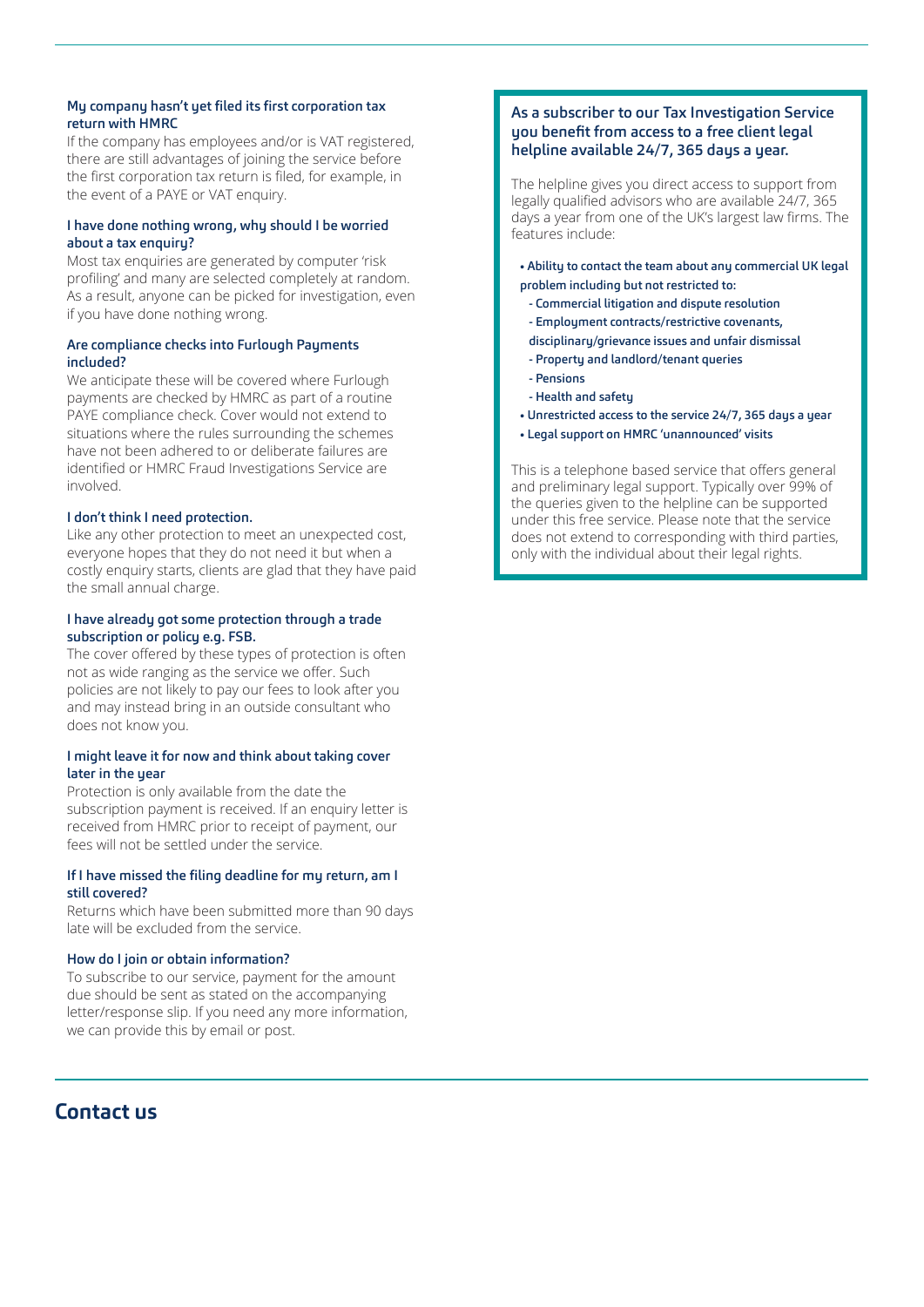#### My company hasn't yet filed its first corporation tax return with HMRC

If the company has employees and/or is VAT registered, there are still advantages of joining the service before the first corporation tax return is filed, for example, in the event of a PAYE or VAT enquiry.

#### I have done nothing wrong, why should I be worried about a tax enquiry?

Most tax enquiries are generated by computer 'risk profiling' and many are selected completely at random. As a result, anyone can be picked for investigation, even if you have done nothing wrong.

#### Are compliance checks into Furlough Payments included?

We anticipate these will be covered where Furlough payments are checked by HMRC as part of a routine PAYE compliance check. Cover would not extend to situations where the rules surrounding the schemes have not been adhered to or deliberate failures are identified or HMRC Fraud Investigations Service are involved.

#### I don't think I need protection.

Like any other protection to meet an unexpected cost, everyone hopes that they do not need it but when a costly enquiry starts, clients are glad that they have paid the small annual charge.

#### I have already got some protection through a trade subscription or policy e.g. FSB.

The cover offered by these types of protection is often not as wide ranging as the service we offer. Such policies are not likely to pay our fees to look after you and may instead bring in an outside consultant who does not know you.

#### I might leave it for now and think about taking cover later in the year

Protection is only available from the date the subscription payment is received. If an enquiry letter is received from HMRC prior to receipt of payment, our fees will not be settled under the service.

#### If I have missed the filing deadline for my return, am I still covered?

Returns which have been submitted more than 90 days late will be excluded from the service.

#### How do I join or obtain information?

To subscribe to our service, payment for the amount due should be sent as stated on the accompanying letter/response slip. If you need any more information, we can provide this by email or post.

### As a subscriber to our Tax Investigation Service you benefit from access to a free client legal helpline available 24/7, 365 days a year.

The helpline gives you direct access to support from legally qualified advisors who are available 24/7, 365 days a year from one of the UK's largest law firms. The features include:

- **Ability to contact the team about any commercial UK legal problem including but not restricted to:**
  - **Commercial litigation and dispute resolution**
  - **Employment contracts/restrictive covenants, disciplinary/grievance issues and unfair dismissal**
  - **Property and landlord/tenant queries**
  - **Pensions**
  - **Health and safety**
- **Unrestricted access to the service 24/7, 365 days a year**
- **Legal support on HMRC 'unannounced' visits**

This is a telephone based service that offers general and preliminary legal support. Typically over 99% of the queries given to the helpline can be supported under this free service. Please note that the service does not extend to corresponding with third parties, only with the individual about their legal rights.

## Contact us